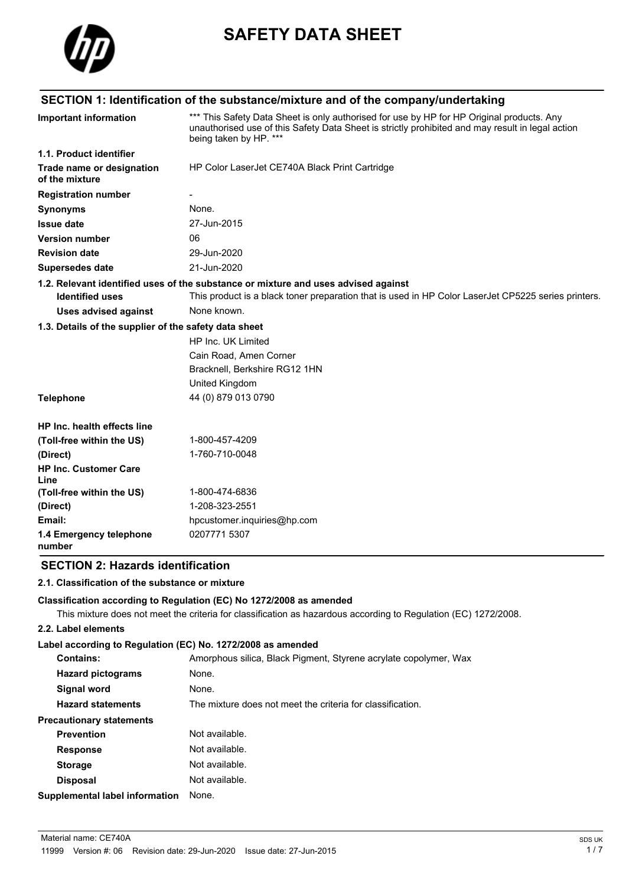# SAFETY DATA SHEET

## SECTION 1: Identification of the substance/mixture and of the company/undertaking

| | |
|---|---|
| **Important information** | *** This Safety Data Sheet is only authorised for use by HP for HP Original products. Any unauthorised use of this Safety Data Sheet is strictly prohibited and may result in legal action being taken by HP. *** |
| **1.1. Product identifier** | |
| **Trade name or designation of the mixture** | HP Color LaserJet CE740A Black Print Cartridge |
| **Registration number** | - |
| **Synonyms** | None. |
| **Issue date** | 27-Jun-2015 |
| **Version number** | 06 |
| **Revision date** | 29-Jun-2020 |
| **Supersedes date** | 21-Jun-2020 |

**1.2. Relevant identified uses of the substance or mixture and uses advised against**

| | |
|---|---|
| **Identified uses** | This product is a black toner preparation that is used in HP Color LaserJet CP5225 series printers. |
| **Uses advised against** | None known. |

**1.3. Details of the supplier of the safety data sheet**

HP Inc. UK Limited
Cain Road, Amen Corner
Bracknell, Berkshire RG12 1HN
United Kingdom

| | |
|---|---|
| **Telephone** | 44 (0) 879 013 0790 |
| **HP Inc. health effects line** | |
| **(Toll-free within the US)** | 1-800-457-4209 |
| **(Direct)** | 1-760-710-0048 |
| **HP Inc. Customer Care Line** | |
| **(Toll-free within the US)** | 1-800-474-6836 |
| **(Direct)** | 1-208-323-2551 |
| **Email:** | hpcustomer.inquiries@hp.com |
| **1.4 Emergency telephone number** | 0207771 5307 |

## SECTION 2: Hazards identification

**2.1. Classification of the substance or mixture**

**Classification according to Regulation (EC) No 1272/2008 as amended**

This mixture does not meet the criteria for classification as hazardous according to Regulation (EC) 1272/2008.

**2.2. Label elements**

**Label according to Regulation (EC) No. 1272/2008 as amended**

| | |
|---|---|
| **Contains:** | Amorphous silica, Black Pigment, Styrene acrylate copolymer, Wax |
| **Hazard pictograms** | None. |
| **Signal word** | None. |
| **Hazard statements** | The mixture does not meet the criteria for classification. |
| **Precautionary statements** | |
| **Prevention** | Not available. |
| **Response** | Not available. |
| **Storage** | Not available. |
| **Disposal** | Not available. |
| **Supplemental label information** | None. |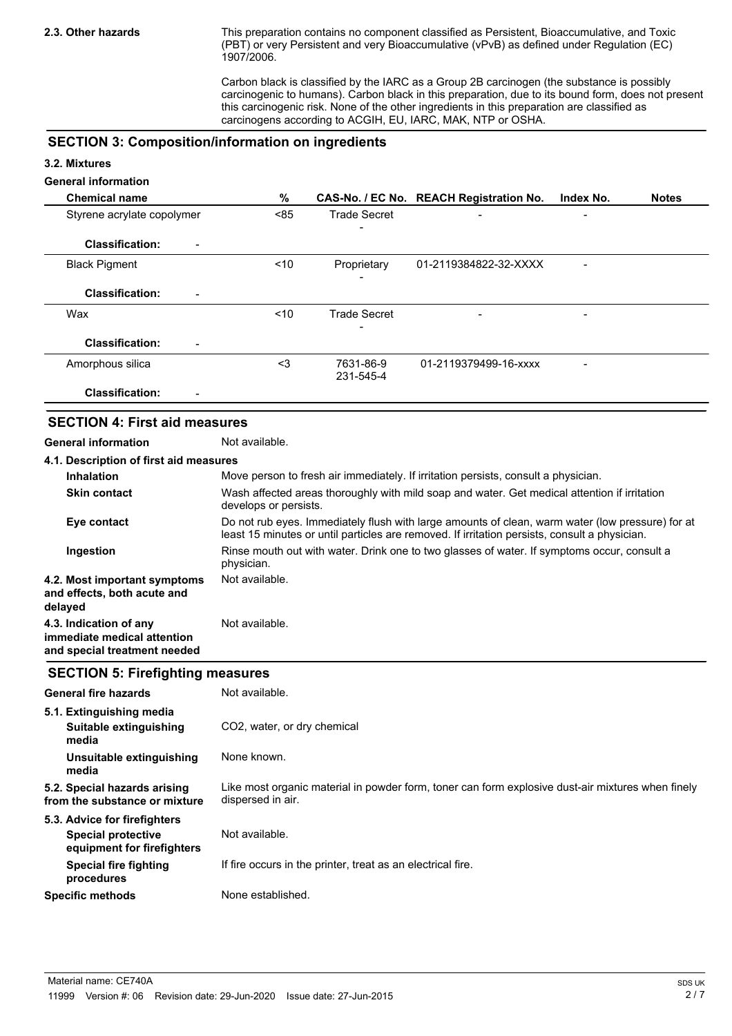**2.3. Other hazards**

This preparation contains no component classified as Persistent, Bioaccumulative, and Toxic (PBT) or very Persistent and very Bioaccumulative (vPvB) as defined under Regulation (EC) 1907/2006.

Carbon black is classified by the IARC as a Group 2B carcinogen (the substance is possibly carcinogenic to humans). Carbon black in this preparation, due to its bound form, does not present this carcinogenic risk. None of the other ingredients in this preparation are classified as carcinogens according to ACGIH, EU, IARC, MAK, NTP or OSHA.

## SECTION 3: Composition/information on ingredients

### 3.2. Mixtures

**General information**

| Chemical name | % | CAS-No. / EC No. | REACH Registration No. | Index No. | Notes |
|---|---|---|---|---|---|
| Styrene acrylate copolymer | <85 | Trade Secret<br>- | - | - | |
| **Classification:** - | | | | | |
| Black Pigment | <10 | Proprietary<br>- | 01-2119384822-32-XXXX | - | |
| **Classification:** - | | | | | |
| Wax | <10 | Trade Secret<br>- | - | - | |
| **Classification:** - | | | | | |
| Amorphous silica | <3 | 7631-86-9<br>231-545-4 | 01-2119379499-16-xxxx | - | |
| **Classification:** - | | | | | |

## SECTION 4: First aid measures

**General information** Not available.

### 4.1. Description of first aid measures

**Inhalation** Move person to fresh air immediately. If irritation persists, consult a physician.

**Skin contact** Wash affected areas thoroughly with mild soap and water. Get medical attention if irritation develops or persists.

**Eye contact** Do not rub eyes. Immediately flush with large amounts of clean, warm water (low pressure) for at least 15 minutes or until particles are removed. If irritation persists, consult a physician.

**Ingestion** Rinse mouth out with water. Drink one to two glasses of water. If symptoms occur, consult a physician.

**4.2. Most important symptoms and effects, both acute and delayed** Not available.

**4.3. Indication of any immediate medical attention and special treatment needed** Not available.

## SECTION 5: Firefighting measures

**General fire hazards** Not available.

### 5.1. Extinguishing media

**Suitable extinguishing media** $CO_2$, water, or dry chemical

**Unsuitable extinguishing media** None known.

**5.2. Special hazards arising from the substance or mixture** Like most organic material in powder form, toner can form explosive dust-air mixtures when finely dispersed in air.

### 5.3. Advice for firefighters

**Special protective equipment for firefighters** Not available.

**Special fire fighting procedures** If fire occurs in the printer, treat as an electrical fire.

**Specific methods** None established.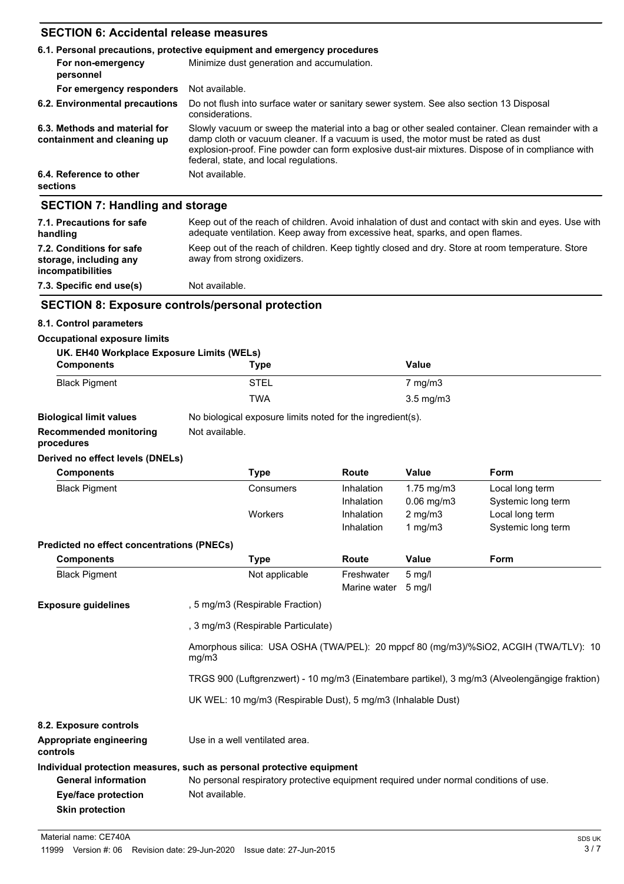## SECTION 6: Accidental release measures

**6.1. Personal precautions, protective equipment and emergency procedures**

| | |
|---|---|
| **For non-emergency personnel** | Minimize dust generation and accumulation. |
| **For emergency responders** | Not available. |
| **6.2. Environmental precautions** | Do not flush into surface water or sanitary sewer system. See also section 13 Disposal considerations. |
| **6.3. Methods and material for containment and cleaning up** | Slowly vacuum or sweep the material into a bag or other sealed container. Clean remainder with a damp cloth or vacuum cleaner. If a vacuum is used, the motor must be rated as dust explosion-proof. Fine powder can form explosive dust-air mixtures. Dispose of in compliance with federal, state, and local regulations. |
| **6.4. Reference to other sections** | Not available. |

## SECTION 7: Handling and storage

| | |
|---|---|
| **7.1. Precautions for safe handling** | Keep out of the reach of children. Avoid inhalation of dust and contact with skin and eyes. Use with adequate ventilation. Keep away from excessive heat, sparks, and open flames. |
| **7.2. Conditions for safe storage, including any incompatibilities** | Keep out of the reach of children. Keep tightly closed and dry. Store at room temperature. Store away from strong oxidizers. |
| **7.3. Specific end use(s)** | Not available. |

## SECTION 8: Exposure controls/personal protection

**8.1. Control parameters**

**Occupational exposure limits**

**UK. EH40 Workplace Exposure Limits (WELs)**

| Components | Type | Value |
|---|---|---|
| Black Pigment | STEL | 7 mg/m3 |
| | TWA | 3.5 mg/m3 |

| | |
|---|---|
| **Biological limit values** | No biological exposure limits noted for the ingredient(s). |
| **Recommended monitoring procedures** | Not available. |

**Derived no effect levels (DNELs)**

| Components | Type | Route | Value | Form |
|---|---|---|---|---|
| Black Pigment | Consumers | Inhalation | 1.75 mg/m3 | Local long term |
| | | Inhalation | 0.06 mg/m3 | Systemic long term |
| | Workers | Inhalation | 2 mg/m3 | Local long term |
| | | Inhalation | 1 mg/m3 | Systemic long term |

**Predicted no effect concentrations (PNECs)**

| Components | Type | Route | Value | Form |
|---|---|---|---|---|
| Black Pigment | Not applicable | Freshwater | 5 mg/l | |
| | | Marine water | 5 mg/l | |

**Exposure guidelines**

, 5 mg/m3 (Respirable Fraction)

, 3 mg/m3 (Respirable Particulate)

Amorphous silica: USA OSHA (TWA/PEL): 20 mppcf 80 (mg/m3)/%SiO2, ACGIH (TWA/TLV): 10 mg/m3

TRGS 900 (Luftgrenzwert) - 10 mg/m3 (Einatembare partikel), 3 mg/m3 (Alveolengängige fraktion)

UK WEL: 10 mg/m3 (Respirable Dust), 5 mg/m3 (Inhalable Dust)

**8.2. Exposure controls**

| | |
|---|---|
| **Appropriate engineering controls** | Use in a well ventilated area. |

**Individual protection measures, such as personal protective equipment**

| | |
|---|---|
| **General information** | No personal respiratory protective equipment required under normal conditions of use. |
| **Eye/face protection** | Not available. |
| **Skin protection** | |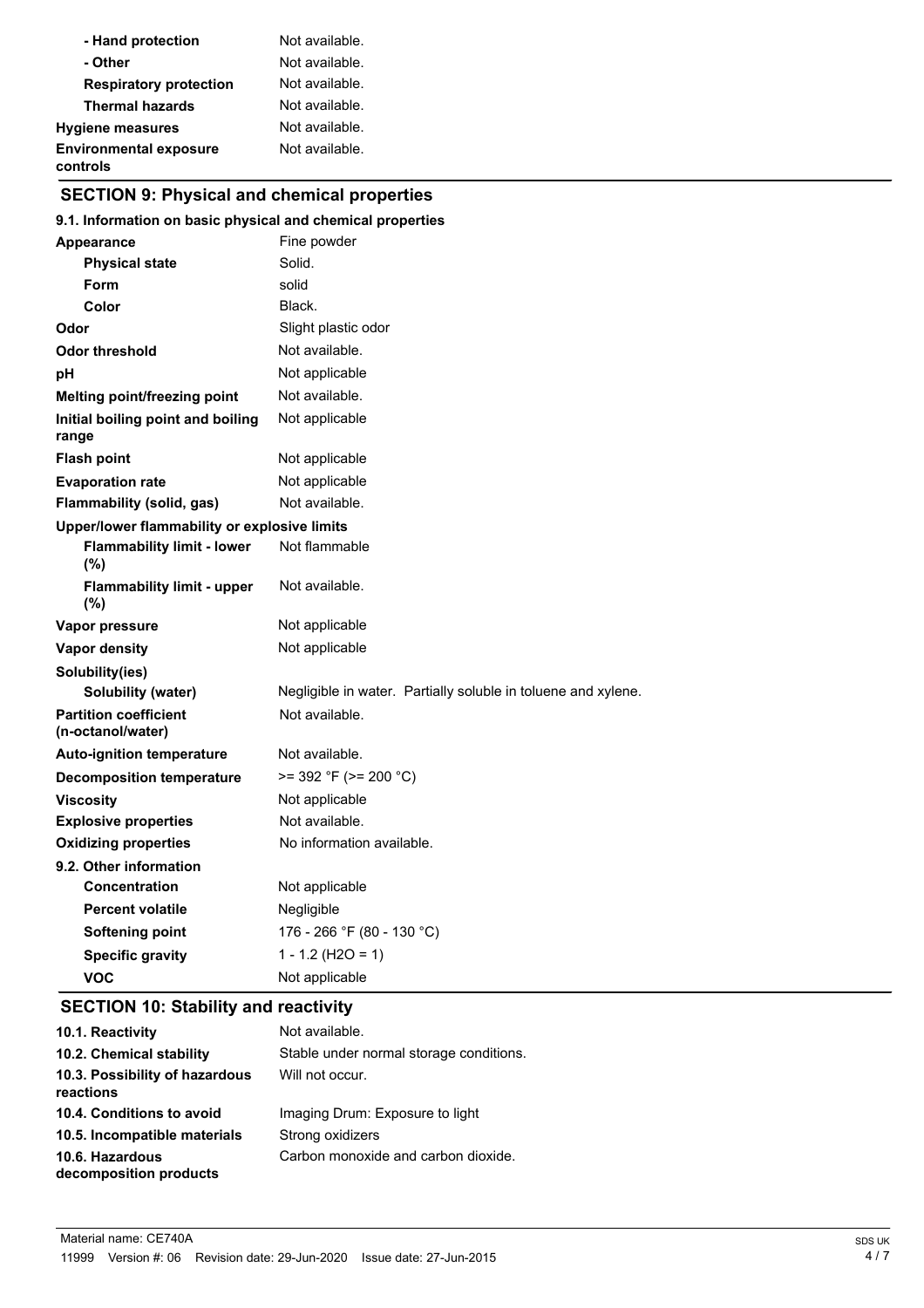| | |
|---|---|
| **- Hand protection** | Not available. |
| **- Other** | Not available. |
| **Respiratory protection** | Not available. |
| **Thermal hazards** | Not available. |
| **Hygiene measures** | Not available. |
| **Environmental exposure controls** | Not available. |

## SECTION 9: Physical and chemical properties

### 9.1. Information on basic physical and chemical properties

| | |
|---|---|
| **Appearance** | Fine powder |
| **Physical state** | Solid. |
| **Form** | solid |
| **Color** | Black. |
| **Odor** | Slight plastic odor |
| **Odor threshold** | Not available. |
| **pH** | Not applicable |
| **Melting point/freezing point** | Not available. |
| **Initial boiling point and boiling range** | Not applicable |
| **Flash point** | Not applicable |
| **Evaporation rate** | Not applicable |
| **Flammability (solid, gas)** | Not available. |
| **Upper/lower flammability or explosive limits** | |
| **Flammability limit - lower (%)** | Not flammable |
| **Flammability limit - upper (%)** | Not available. |
| **Vapor pressure** | Not applicable |
| **Vapor density** | Not applicable |
| **Solubility(ies)** | |
| **Solubility (water)** | Negligible in water. Partially soluble in toluene and xylene. |
| **Partition coefficient (n-octanol/water)** | Not available. |
| **Auto-ignition temperature** | Not available. |
| **Decomposition temperature** | >= 392 °F (>= 200 °C) |
| **Viscosity** | Not applicable |
| **Explosive properties** | Not available. |
| **Oxidizing properties** | No information available. |

### 9.2. Other information

| | |
|---|---|
| **Concentration** | Not applicable |
| **Percent volatile** | Negligible |
| **Softening point** | 176 - 266 °F (80 - 130 °C) |
| **Specific gravity** | 1 - 1.2 ($H_2O$ = 1) |
| **VOC** | Not applicable |

## SECTION 10: Stability and reactivity

| | |
|---|---|
| **10.1. Reactivity** | Not available. |
| **10.2. Chemical stability** | Stable under normal storage conditions. |
| **10.3. Possibility of hazardous reactions** | Will not occur. |
| **10.4. Conditions to avoid** | Imaging Drum: Exposure to light |
| **10.5. Incompatible materials** | Strong oxidizers |
| **10.6. Hazardous decomposition products** | Carbon monoxide and carbon dioxide. |

Material name: CE740A

11999 Version #: 06 Revision date: 29-Jun-2020 Issue date: 27-Jun-2015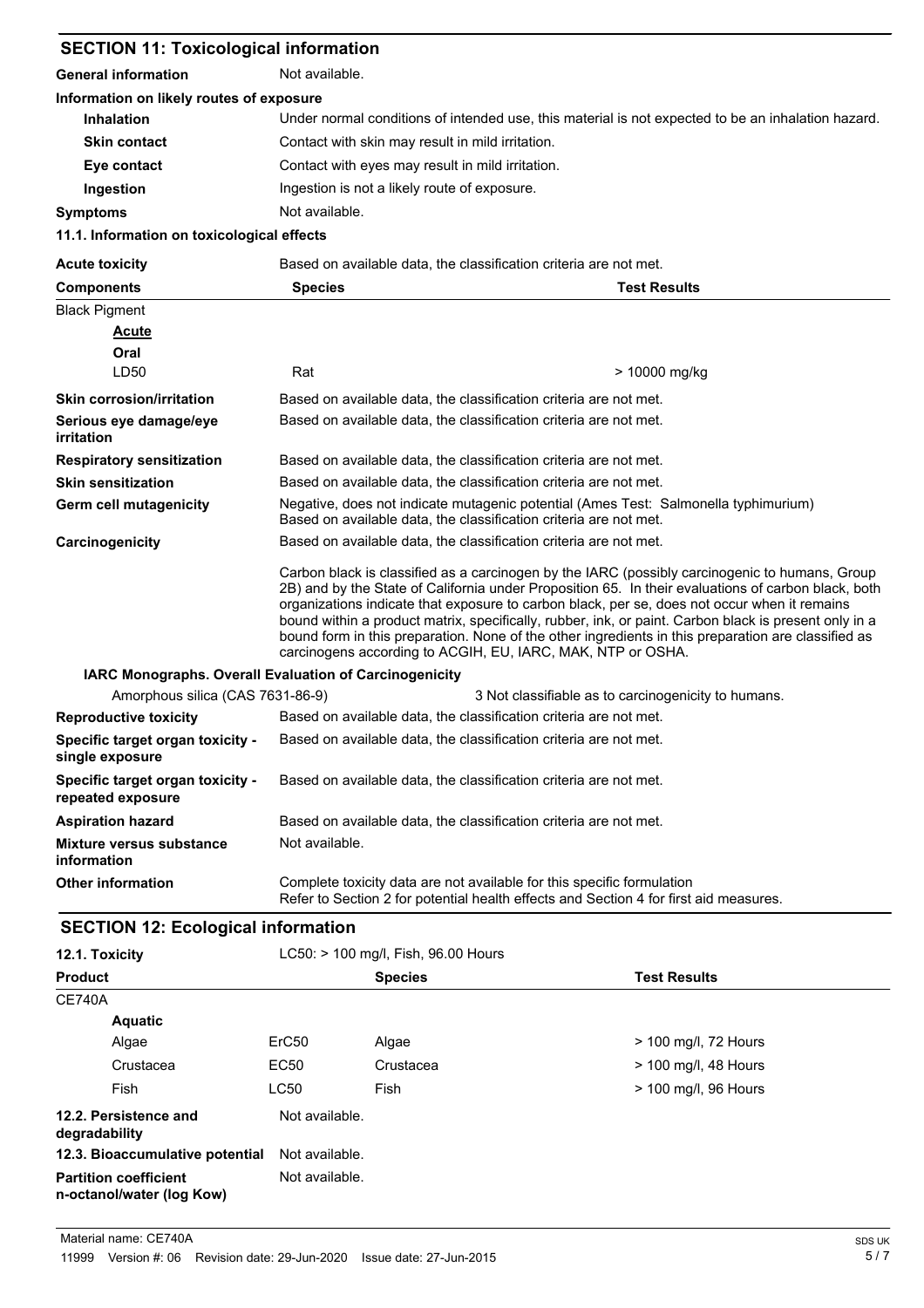## SECTION 11: Toxicological information

| | |
|---|---|
| **General information** | Not available. |

**Information on likely routes of exposure**

| | |
|---|---|
| **Inhalation** | Under normal conditions of intended use, this material is not expected to be an inhalation hazard. |
| **Skin contact** | Contact with skin may result in mild irritation. |
| **Eye contact** | Contact with eyes may result in mild irritation. |
| **Ingestion** | Ingestion is not a likely route of exposure. |
| **Symptoms** | Not available. |

**11.1. Information on toxicological effects**

| | |
|---|---|
| **Acute toxicity** | Based on available data, the classification criteria are not met. |

| Components | Species | Test Results |
|---|---|---|
| Black Pigment | | |
| **Acute** | | |
| **Oral** | | |
| LD50 | Rat | > 10000 mg/kg |

| | |
|---|---|
| **Skin corrosion/irritation** | Based on available data, the classification criteria are not met. |
| **Serious eye damage/eye irritation** | Based on available data, the classification criteria are not met. |
| **Respiratory sensitization** | Based on available data, the classification criteria are not met. |
| **Skin sensitization** | Based on available data, the classification criteria are not met. |
| **Germ cell mutagenicity** | Negative, does not indicate mutagenic potential (Ames Test: Salmonella typhimurium) Based on available data, the classification criteria are not met. |
| **Carcinogenicity** | Based on available data, the classification criteria are not met. |

Carbon black is classified as a carcinogen by the IARC (possibly carcinogenic to humans, Group 2B) and by the State of California under Proposition 65. In their evaluations of carbon black, both organizations indicate that exposure to carbon black, per se, does not occur when it remains bound within a product matrix, specifically, rubber, ink, or paint. Carbon black is present only in a bound form in this preparation. None of the other ingredients in this preparation are classified as carcinogens according to ACGIH, EU, IARC, MAK, NTP or OSHA.

**IARC Monographs. Overall Evaluation of Carcinogenicity**

| | |
|---|---|
| Amorphous silica (CAS 7631-86-9) | 3 Not classifiable as to carcinogenicity to humans. |

| | |
|---|---|
| **Reproductive toxicity** | Based on available data, the classification criteria are not met. |
| **Specific target organ toxicity - single exposure** | Based on available data, the classification criteria are not met. |
| **Specific target organ toxicity - repeated exposure** | Based on available data, the classification criteria are not met. |
| **Aspiration hazard** | Based on available data, the classification criteria are not met. |
| **Mixture versus substance information** | Not available. |
| **Other information** | Complete toxicity data are not available for this specific formulation<br>Refer to Section 2 for potential health effects and Section 4 for first aid measures. |

## SECTION 12: Ecological information

| | |
|---|---|
| **12.1. Toxicity** | LC50: > 100 mg/l, Fish, 96.00 Hours |

| Product | | Species | Test Results |
|---|---|---|---|
| CE740A | | | |
| **Aquatic** | | | |
| Algae | ErC50 | Algae | > 100 mg/l, 72 Hours |
| Crustacea | EC50 | Crustacea | > 100 mg/l, 48 Hours |
| Fish | LC50 | Fish | > 100 mg/l, 96 Hours |

| | |
|---|---|
| **12.2. Persistence and degradability** | Not available. |
| **12.3. Bioaccumulative potential** | Not available. |
| **Partition coefficient n-octanol/water (log Kow)** | Not available. |

Material name: CE740A

11999 Version #: 06 Revision date: 29-Jun-2020 Issue date: 27-Jun-2015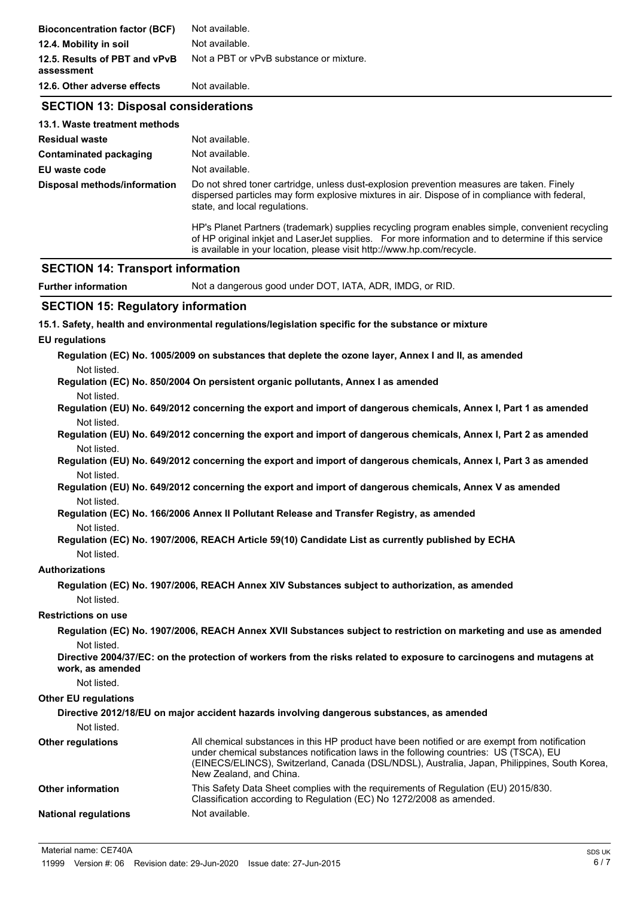| | |
|---|---|
| **Bioconcentration factor (BCF)** | Not available. |
| **12.4. Mobility in soil** | Not available. |
| **12.5. Results of PBT and vPvB assessment** | Not a PBT or vPvB substance or mixture. |
| **12.6. Other adverse effects** | Not available. |

## SECTION 13: Disposal considerations

**13.1. Waste treatment methods**

| | |
|---|---|
| **Residual waste** | Not available. |
| **Contaminated packaging** | Not available. |
| **EU waste code** | Not available. |
| **Disposal methods/information** | Do not shred toner cartridge, unless dust-explosion prevention measures are taken. Finely dispersed particles may form explosive mixtures in air. Dispose of in compliance with federal, state, and local regulations.<br><br>HP's Planet Partners (trademark) supplies recycling program enables simple, convenient recycling of HP original inkjet and LaserJet supplies. For more information and to determine if this service is available in your location, please visit http://www.hp.com/recycle. |

## SECTION 14: Transport information

| | |
|---|---|
| **Further information** | Not a dangerous good under DOT, IATA, ADR, IMDG, or RID. |

## SECTION 15: Regulatory information

**15.1. Safety, health and environmental regulations/legislation specific for the substance or mixture**

**EU regulations**

**Regulation (EC) No. 1005/2009 on substances that deplete the ozone layer, Annex I and II, as amended**

Not listed.

**Regulation (EC) No. 850/2004 On persistent organic pollutants, Annex I as amended**

Not listed.

**Regulation (EU) No. 649/2012 concerning the export and import of dangerous chemicals, Annex I, Part 1 as amended**

Not listed.

**Regulation (EU) No. 649/2012 concerning the export and import of dangerous chemicals, Annex I, Part 2 as amended**

Not listed.

**Regulation (EU) No. 649/2012 concerning the export and import of dangerous chemicals, Annex I, Part 3 as amended**

Not listed.

**Regulation (EU) No. 649/2012 concerning the export and import of dangerous chemicals, Annex V as amended**

Not listed.

**Regulation (EC) No. 166/2006 Annex II Pollutant Release and Transfer Registry, as amended**

Not listed.

**Regulation (EC) No. 1907/2006, REACH Article 59(10) Candidate List as currently published by ECHA**

Not listed.

**Authorizations**

**Regulation (EC) No. 1907/2006, REACH Annex XIV Substances subject to authorization, as amended**

Not listed.

**Restrictions on use**

**Regulation (EC) No. 1907/2006, REACH Annex XVII Substances subject to restriction on marketing and use as amended**

Not listed.

**Directive 2004/37/EC: on the protection of workers from the risks related to exposure to carcinogens and mutagens at work, as amended**

Not listed.

**Other EU regulations**

**Directive 2012/18/EU on major accident hazards involving dangerous substances, as amended**

Not listed.

| | |
|---|---|
| **Other regulations** | All chemical substances in this HP product have been notified or are exempt from notification under chemical substances notification laws in the following countries: US (TSCA), EU (EINECS/ELINCS), Switzerland, Canada (DSL/NDSL), Australia, Japan, Philippines, South Korea, New Zealand, and China. |
| **Other information** | This Safety Data Sheet complies with the requirements of Regulation (EU) 2015/830. Classification according to Regulation (EC) No 1272/2008 as amended. |
| **National regulations** | Not available. |

Material name: CE740A

11999 Version #: 06 Revision date: 29-Jun-2020 Issue date: 27-Jun-2015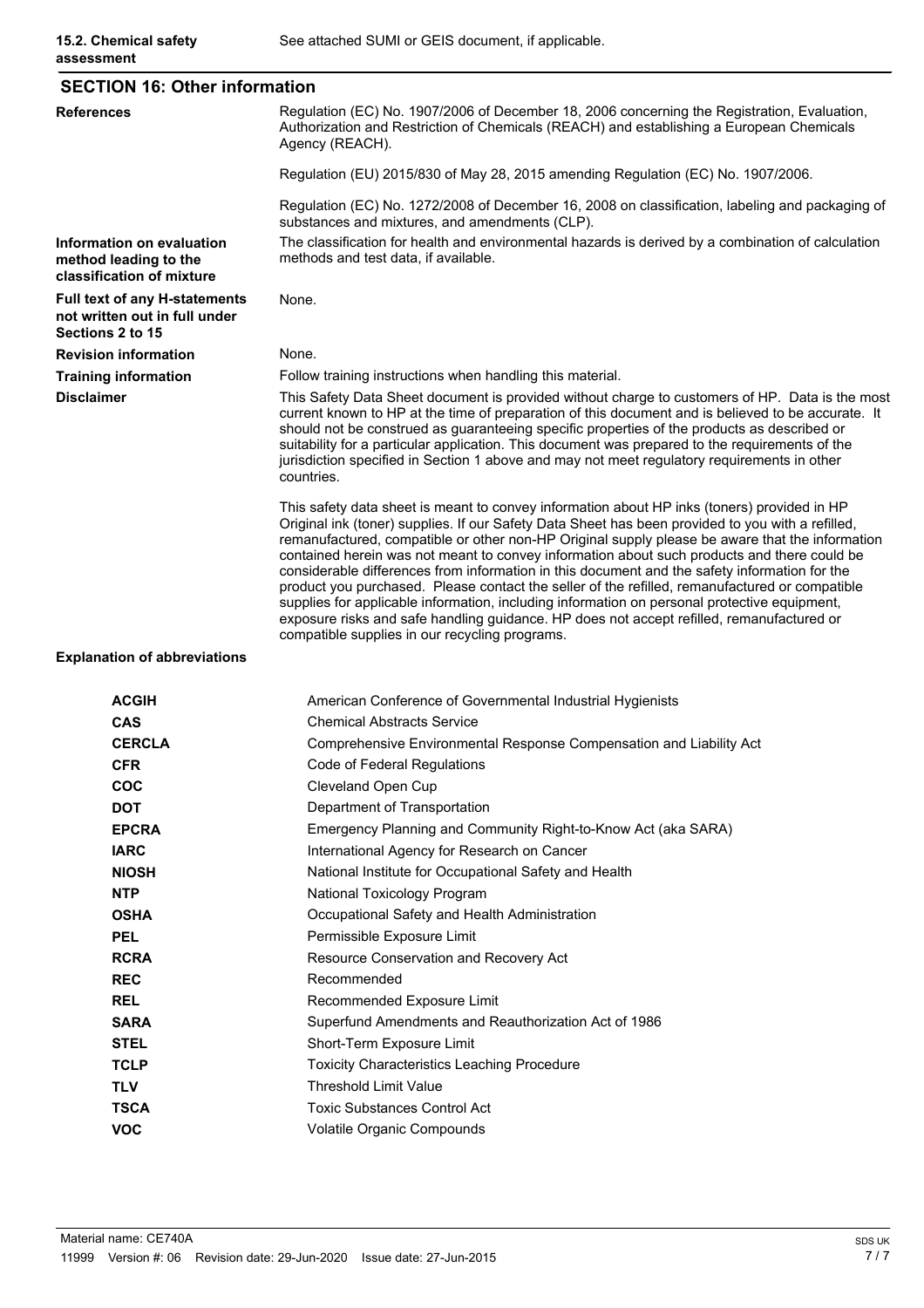**15.2. Chemical safety assessment** See attached SUMI or GEIS document, if applicable.

## SECTION 16: Other information

**References**

Regulation (EC) No. 1907/2006 of December 18, 2006 concerning the Registration, Evaluation, Authorization and Restriction of Chemicals (REACH) and establishing a European Chemicals Agency (REACH).

Regulation (EU) 2015/830 of May 28, 2015 amending Regulation (EC) No. 1907/2006.

Regulation (EC) No. 1272/2008 of December 16, 2008 on classification, labeling and packaging of substances and mixtures, and amendments (CLP).

**Information on evaluation method leading to the classification of mixture**

The classification for health and environmental hazards is derived by a combination of calculation methods and test data, if available.

**Full text of any H-statements not written out in full under Sections 2 to 15**

None.

**Revision information**

None.

**Training information**

Follow training instructions when handling this material.

**Disclaimer**

This Safety Data Sheet document is provided without charge to customers of HP. Data is the most current known to HP at the time of preparation of this document and is believed to be accurate. It should not be construed as guaranteeing specific properties of the products as described or suitability for a particular application. This document was prepared to the requirements of the jurisdiction specified in Section 1 above and may not meet regulatory requirements in other countries.

This safety data sheet is meant to convey information about HP inks (toners) provided in HP Original ink (toner) supplies. If our Safety Data Sheet has been provided to you with a refilled, remanufactured, compatible or other non-HP Original supply please be aware that the information contained herein was not meant to convey information about such products and there could be considerable differences from information in this document and the safety information for the product you purchased. Please contact the seller of the refilled, remanufactured or compatible supplies for applicable information, including information on personal protective equipment, exposure risks and safe handling guidance. HP does not accept refilled, remanufactured or compatible supplies in our recycling programs.

**Explanation of abbreviations**

| | |
|---|---|
| **ACGIH** | American Conference of Governmental Industrial Hygienists |
| **CAS** | Chemical Abstracts Service |
| **CERCLA** | Comprehensive Environmental Response Compensation and Liability Act |
| **CFR** | Code of Federal Regulations |
| **COC** | Cleveland Open Cup |
| **DOT** | Department of Transportation |
| **EPCRA** | Emergency Planning and Community Right-to-Know Act (aka SARA) |
| **IARC** | International Agency for Research on Cancer |
| **NIOSH** | National Institute for Occupational Safety and Health |
| **NTP** | National Toxicology Program |
| **OSHA** | Occupational Safety and Health Administration |
| **PEL** | Permissible Exposure Limit |
| **RCRA** | Resource Conservation and Recovery Act |
| **REC** | Recommended |
| **REL** | Recommended Exposure Limit |
| **SARA** | Superfund Amendments and Reauthorization Act of 1986 |
| **STEL** | Short-Term Exposure Limit |
| **TCLP** | Toxicity Characteristics Leaching Procedure |
| **TLV** | Threshold Limit Value |
| **TSCA** | Toxic Substances Control Act |
| **VOC** | Volatile Organic Compounds |

Material name: CE740A

11999 Version #: 06 Revision date: 29-Jun-2020 Issue date: 27-Jun-2015